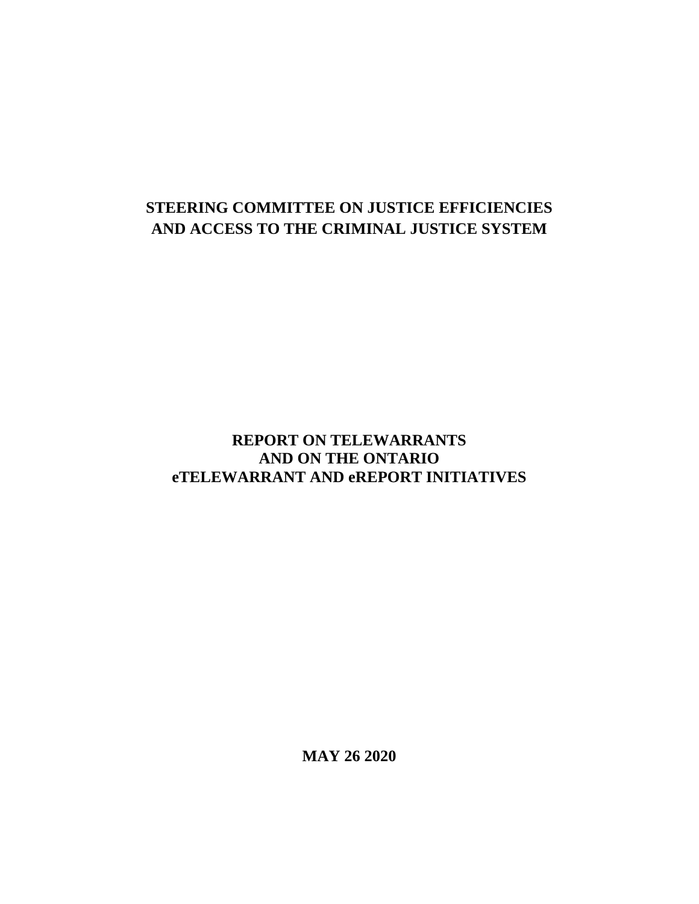# STEERING COMMITTEE ON JUSTICE EFFICIENCIES AND ACCESS TO THE CRIMINAL JUSTICE SYSTEM

## REPORT ON TELEWARRANTS AND ON THE ONTARIO eTELEWARRANT AND eREPORT INITIATIVES

**MAY 26 2020**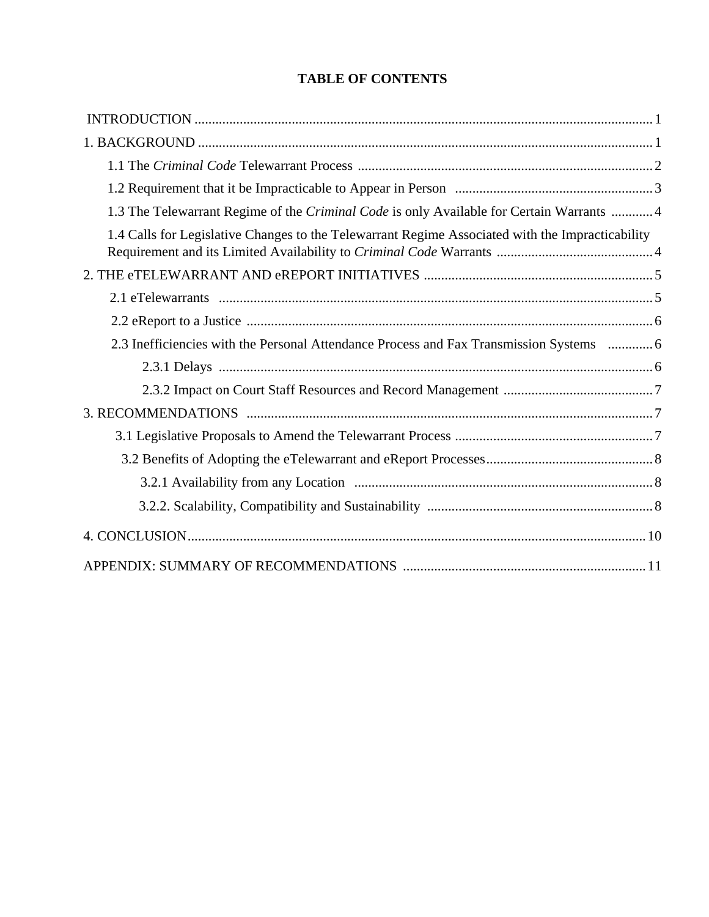# TABLE OF CONTENTS

INTRODUCTION ..... 1

1. BACKGROUND ..... 1

   1.1 The *Criminal Code* Telewarrant Process ..... 2

   1.2 Requirement that it be Impracticable to Appear in Person ..... 3

   1.3 The Telewarrant Regime of the *Criminal Code* is only Available for Certain Warrants ..... 4

   1.4 Calls for Legislative Changes to the Telewarrant Regime Associated with the Impracticability Requirement and its Limited Availability to *Criminal Code* Warrants ..... 4

2. THE eTELEWARRANT AND eREPORT INITIATIVES ..... 5

   2.1 eTelewarrants ..... 5

   2.2 eReport to a Justice ..... 6

   2.3 Inefficiencies with the Personal Attendance Process and Fax Transmission Systems ..... 6

      2.3.1 Delays ..... 6

      2.3.2 Impact on Court Staff Resources and Record Management ..... 7

3. RECOMMENDATIONS ..... 7

   3.1 Legislative Proposals to Amend the Telewarrant Process ..... 7

   3.2 Benefits of Adopting the eTelewarrant and eReport Processes ..... 8

      3.2.1 Availability from any Location ..... 8

      3.2.2. Scalability, Compatibility and Sustainability ..... 8

4. CONCLUSION ..... 10

APPENDIX: SUMMARY OF RECOMMENDATIONS ..... 11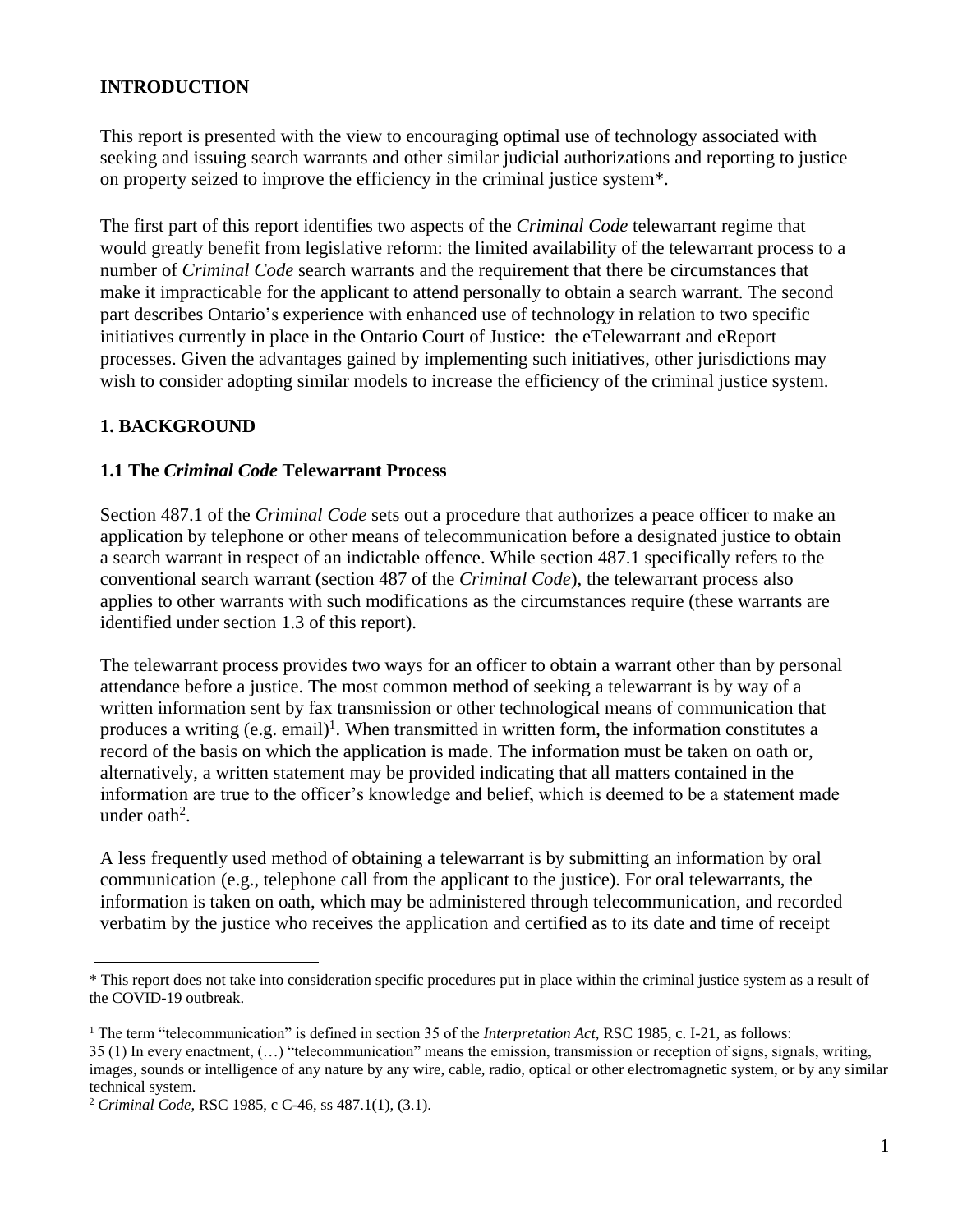**INTRODUCTION**

This report is presented with the view to encouraging optimal use of technology associated with seeking and issuing search warrants and other similar judicial authorizations and reporting to justice on property seized to improve the efficiency in the criminal justice system*.

The first part of this report identifies two aspects of the *Criminal Code* telewarrant regime that would greatly benefit from legislative reform: the limited availability of the telewarrant process to a number of *Criminal Code* search warrants and the requirement that there be circumstances that make it impracticable for the applicant to attend personally to obtain a search warrant. The second part describes Ontario's experience with enhanced use of technology in relation to two specific initiatives currently in place in the Ontario Court of Justice: the eTelewarrant and eReport processes. Given the advantages gained by implementing such initiatives, other jurisdictions may wish to consider adopting similar models to increase the efficiency of the criminal justice system.

## 1. BACKGROUND

### 1.1 The *Criminal Code* Telewarrant Process

Section 487.1 of the *Criminal Code* sets out a procedure that authorizes a peace officer to make an application by telephone or other means of telecommunication before a designated justice to obtain a search warrant in respect of an indictable offence. While section 487.1 specifically refers to the conventional search warrant (section 487 of the *Criminal Code*), the telewarrant process also applies to other warrants with such modifications as the circumstances require (these warrants are identified under section 1.3 of this report).

The telewarrant process provides two ways for an officer to obtain a warrant other than by personal attendance before a justice. The most common method of seeking a telewarrant is by way of a written information sent by fax transmission or other technological means of communication that produces a writing (e.g. email)[1]. When transmitted in written form, the information constitutes a record of the basis on which the application is made. The information must be taken on oath or, alternatively, a written statement may be provided indicating that all matters contained in the information are true to the officer's knowledge and belief, which is deemed to be a statement made under oath[2].

A less frequently used method of obtaining a telewarrant is by submitting an information by oral communication (e.g., telephone call from the applicant to the justice). For oral telewarrants, the information is taken on oath, which may be administered through telecommunication, and recorded verbatim by the justice who receives the application and certified as to its date and time of receipt

---

\* This report does not take into consideration specific procedures put in place within the criminal justice system as a result of the COVID-19 outbreak.

[1] The term "telecommunication" is defined in section 35 of the *Interpretation Act*, RSC 1985, c. I-21, as follows:
35 (1) In every enactment, (…) "telecommunication" means the emission, transmission or reception of signs, signals, writing, images, sounds or intelligence of any nature by any wire, cable, radio, optical or other electromagnetic system, or by any similar technical system.

[2] *Criminal Code*, RSC 1985, c C-46, ss 487.1(1), (3.1).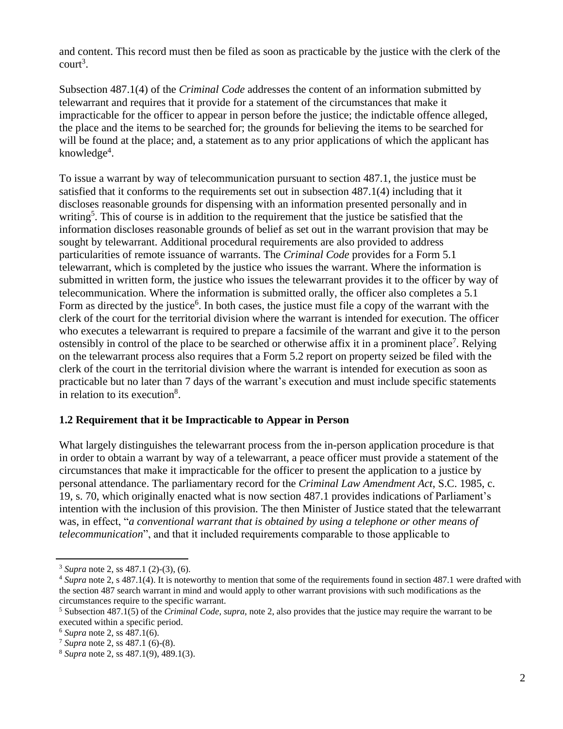and content. This record must then be filed as soon as practicable by the justice with the clerk of the court[3].

Subsection 487.1(4) of the *Criminal Code* addresses the content of an information submitted by telewarrant and requires that it provide for a statement of the circumstances that make it impracticable for the officer to appear in person before the justice; the indictable offence alleged, the place and the items to be searched for; the grounds for believing the items to be searched for will be found at the place; and, a statement as to any prior applications of which the applicant has knowledge[4].

To issue a warrant by way of telecommunication pursuant to section 487.1, the justice must be satisfied that it conforms to the requirements set out in subsection 487.1(4) including that it discloses reasonable grounds for dispensing with an information presented personally and in writing[5]. This of course is in addition to the requirement that the justice be satisfied that the information discloses reasonable grounds of belief as set out in the warrant provision that may be sought by telewarrant. Additional procedural requirements are also provided to address particularities of remote issuance of warrants. The *Criminal Code* provides for a Form 5.1 telewarrant, which is completed by the justice who issues the warrant. Where the information is submitted in written form, the justice who issues the telewarrant provides it to the officer by way of telecommunication. Where the information is submitted orally, the officer also completes a 5.1 Form as directed by the justice[6]. In both cases, the justice must file a copy of the warrant with the clerk of the court for the territorial division where the warrant is intended for execution. The officer who executes a telewarrant is required to prepare a facsimile of the warrant and give it to the person ostensibly in control of the place to be searched or otherwise affix it in a prominent place[7]. Relying on the telewarrant process also requires that a Form 5.2 report on property seized be filed with the clerk of the court in the territorial division where the warrant is intended for execution as soon as practicable but no later than 7 days of the warrant's execution and must include specific statements in relation to its execution[8].

### 1.2 Requirement that it be Impracticable to Appear in Person

What largely distinguishes the telewarrant process from the in-person application procedure is that in order to obtain a warrant by way of a telewarrant, a peace officer must provide a statement of the circumstances that make it impracticable for the officer to present the application to a justice by personal attendance. The parliamentary record for the *Criminal Law Amendment Act*, S.C. 1985, c. 19, s. 70, which originally enacted what is now section 487.1 provides indications of Parliament's intention with the inclusion of this provision. The then Minister of Justice stated that the telewarrant was, in effect, "*a conventional warrant that is obtained by using a telephone or other means of telecommunication*", and that it included requirements comparable to those applicable to

---

[3] *Supra* note 2, ss 487.1 (2)-(3), (6).

[4] *Supra* note 2, s 487.1(4). It is noteworthy to mention that some of the requirements found in section 487.1 were drafted with the section 487 search warrant in mind and would apply to other warrant provisions with such modifications as the circumstances require to the specific warrant.

[5] Subsection 487.1(5) of the *Criminal Code, supra*, note 2, also provides that the justice may require the warrant to be executed within a specific period.

[6] *Supra* note 2, ss 487.1(6).

[7] *Supra* note 2, ss 487.1 (6)-(8).

[8] *Supra* note 2, ss 487.1(9), 489.1(3).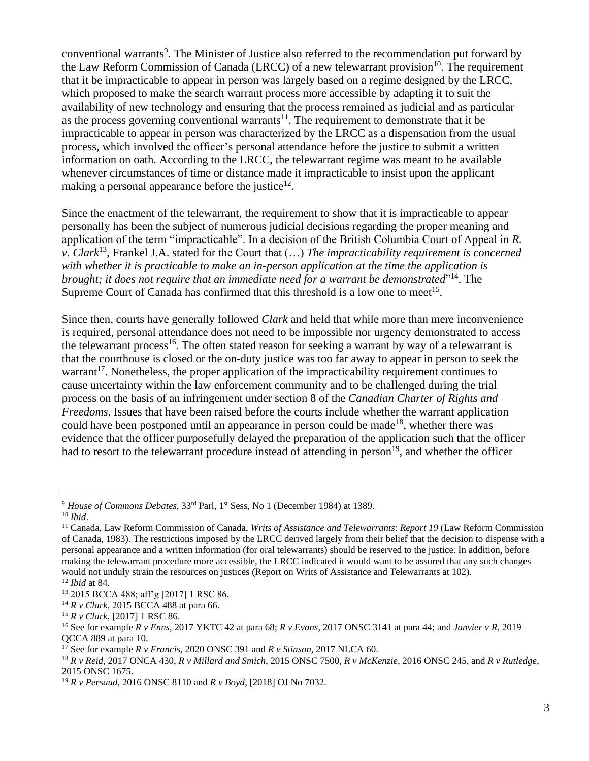conventional warrants[9]. The Minister of Justice also referred to the recommendation put forward by the Law Reform Commission of Canada (LRCC) of a new telewarrant provision[10]. The requirement that it be impracticable to appear in person was largely based on a regime designed by the LRCC, which proposed to make the search warrant process more accessible by adapting it to suit the availability of new technology and ensuring that the process remained as judicial and as particular as the process governing conventional warrants[11]. The requirement to demonstrate that it be impracticable to appear in person was characterized by the LRCC as a dispensation from the usual process, which involved the officer's personal attendance before the justice to submit a written information on oath. According to the LRCC, the telewarrant regime was meant to be available whenever circumstances of time or distance made it impracticable to insist upon the applicant making a personal appearance before the justice[12].

Since the enactment of the telewarrant, the requirement to show that it is impracticable to appear personally has been the subject of numerous judicial decisions regarding the proper meaning and application of the term "impracticable". In a decision of the British Columbia Court of Appeal in *R. v. Clark*[13], Frankel J.A. stated for the Court that (…) *The impracticability requirement is concerned with whether it is practicable to make an in-person application at the time the application is brought; it does not require that an immediate need for a warrant be demonstrated*"[14]. The Supreme Court of Canada has confirmed that this threshold is a low one to meet[15].

Since then, courts have generally followed *Clark* and held that while more than mere inconvenience is required, personal attendance does not need to be impossible nor urgency demonstrated to access the telewarrant process[16]. The often stated reason for seeking a warrant by way of a telewarrant is that the courthouse is closed or the on-duty justice was too far away to appear in person to seek the warrant[17]. Nonetheless, the proper application of the impracticability requirement continues to cause uncertainty within the law enforcement community and to be challenged during the trial process on the basis of an infringement under section 8 of the *Canadian Charter of Rights and Freedoms*. Issues that have been raised before the courts include whether the warrant application could have been postponed until an appearance in person could be made[18], whether there was evidence that the officer purposefully delayed the preparation of the application such that the officer had to resort to the telewarrant procedure instead of attending in person[19], and whether the officer

---

[9] *House of Commons Debates*, 33rd Parl, 1st Sess, No 1 (December 1984) at 1389.

[10] *Ibid*.

[11] Canada, Law Reform Commission of Canada, *Writs of Assistance and Telewarrants*: *Report 19* (Law Reform Commission of Canada, 1983). The restrictions imposed by the LRCC derived largely from their belief that the decision to dispense with a personal appearance and a written information (for oral telewarrants) should be reserved to the justice. In addition, before making the telewarrant procedure more accessible, the LRCC indicated it would want to be assured that any such changes would not unduly strain the resources on justices (Report on Writs of Assistance and Telewarrants at 102).

[12] *Ibid* at 84.

[13] 2015 BCCA 488; aff'g [2017] 1 RSC 86.

[14] *R v Clark*, 2015 BCCA 488 at para 66.

[15] *R v Clark*, [2017] 1 RSC 86.

[16] See for example *R v Enns*, 2017 YKTC 42 at para 68; *R v Evans*, 2017 ONSC 3141 at para 44; and *Janvier v R*, 2019 QCCA 889 at para 10.

[17] See for example *R v Francis*, 2020 ONSC 391 and *R v Stinson*, 2017 NLCA 60.

[18] *R v Reid*, 2017 ONCA 430, *R v Millard and Smich*, 2015 ONSC 7500, *R v McKenzie*, 2016 ONSC 245, and *R v Rutledge*, 2015 ONSC 1675.

[19] *R v Persaud*, 2016 ONSC 8110 and *R v Boyd*, [2018] OJ No 7032.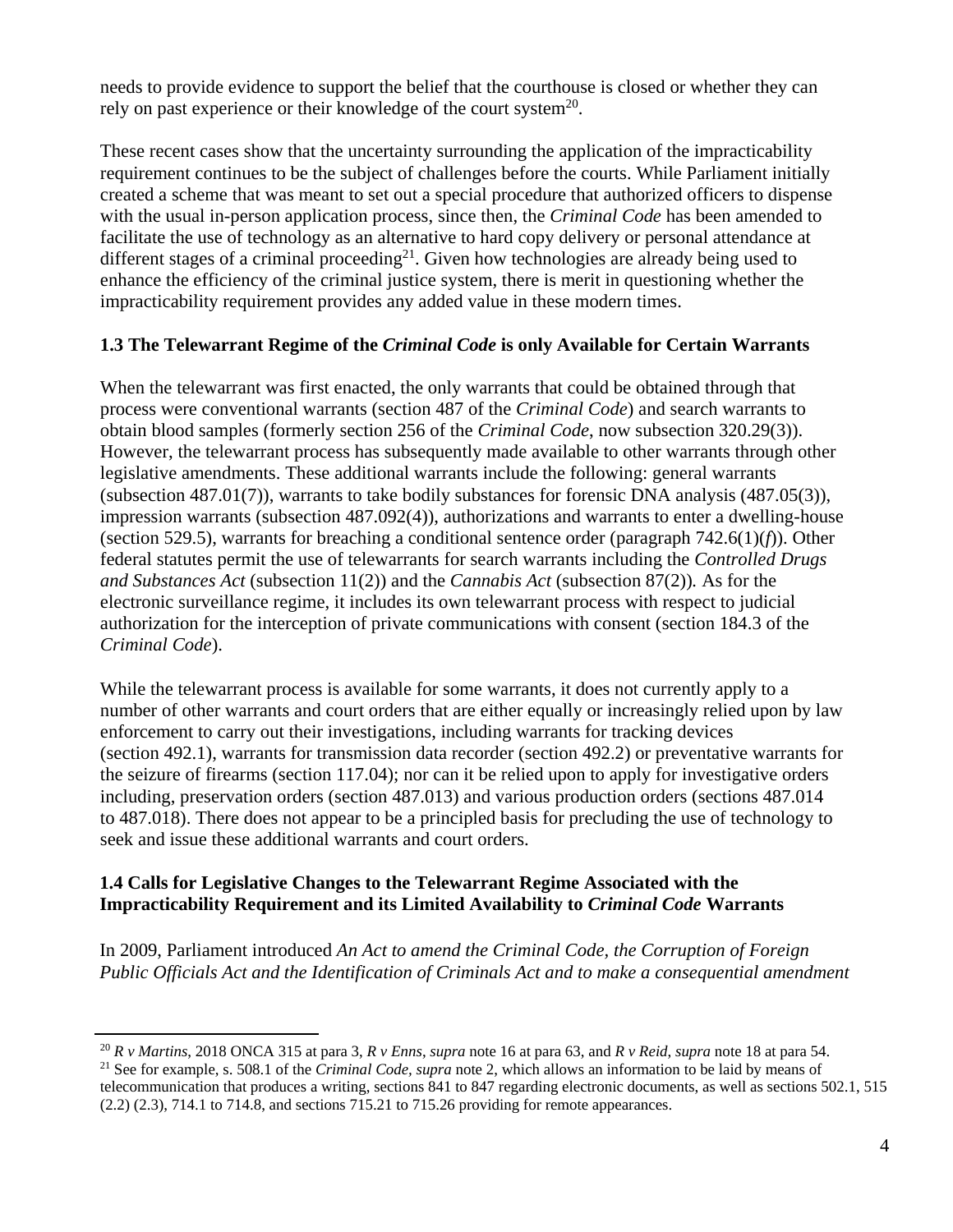needs to provide evidence to support the belief that the courthouse is closed or whether they can rely on past experience or their knowledge of the court system[20].

These recent cases show that the uncertainty surrounding the application of the impracticability requirement continues to be the subject of challenges before the courts. While Parliament initially created a scheme that was meant to set out a special procedure that authorized officers to dispense with the usual in-person application process, since then, the *Criminal Code* has been amended to facilitate the use of technology as an alternative to hard copy delivery or personal attendance at different stages of a criminal proceeding[21]. Given how technologies are already being used to enhance the efficiency of the criminal justice system, there is merit in questioning whether the impracticability requirement provides any added value in these modern times.

### 1.3 The Telewarrant Regime of the *Criminal Code* is only Available for Certain Warrants

When the telewarrant was first enacted, the only warrants that could be obtained through that process were conventional warrants (section 487 of the *Criminal Code*) and search warrants to obtain blood samples (formerly section 256 of the *Criminal Code*, now subsection 320.29(3)). However, the telewarrant process has subsequently made available to other warrants through other legislative amendments. These additional warrants include the following: general warrants (subsection 487.01(7)), warrants to take bodily substances for forensic DNA analysis (487.05(3)), impression warrants (subsection 487.092(4)), authorizations and warrants to enter a dwelling-house (section 529.5), warrants for breaching a conditional sentence order (paragraph 742.6(1)(*f*)). Other federal statutes permit the use of telewarrants for search warrants including the *Controlled Drugs and Substances Act* (subsection 11(2)) and the *Cannabis Act* (subsection 87(2)). As for the electronic surveillance regime, it includes its own telewarrant process with respect to judicial authorization for the interception of private communications with consent (section 184.3 of the *Criminal Code*).

While the telewarrant process is available for some warrants, it does not currently apply to a number of other warrants and court orders that are either equally or increasingly relied upon by law enforcement to carry out their investigations, including warrants for tracking devices (section 492.1), warrants for transmission data recorder (section 492.2) or preventative warrants for the seizure of firearms (section 117.04); nor can it be relied upon to apply for investigative orders including, preservation orders (section 487.013) and various production orders (sections 487.014 to 487.018). There does not appear to be a principled basis for precluding the use of technology to seek and issue these additional warrants and court orders.

### 1.4 Calls for Legislative Changes to the Telewarrant Regime Associated with the Impracticability Requirement and its Limited Availability to *Criminal Code* Warrants

In 2009, Parliament introduced *An Act to amend the Criminal Code, the Corruption of Foreign Public Officials Act and the Identification of Criminals Act and to make a consequential amendment*

---

[20] *R v Martins*, 2018 ONCA 315 at para 3, *R v Enns*, *supra* note 16 at para 63, and *R v Reid*, *supra* note 18 at para 54.

[21] See for example, s. 508.1 of the *Criminal Code*, *supra* note 2, which allows an information to be laid by means of telecommunication that produces a writing, sections 841 to 847 regarding electronic documents, as well as sections 502.1, 515 (2.2) (2.3), 714.1 to 714.8, and sections 715.21 to 715.26 providing for remote appearances.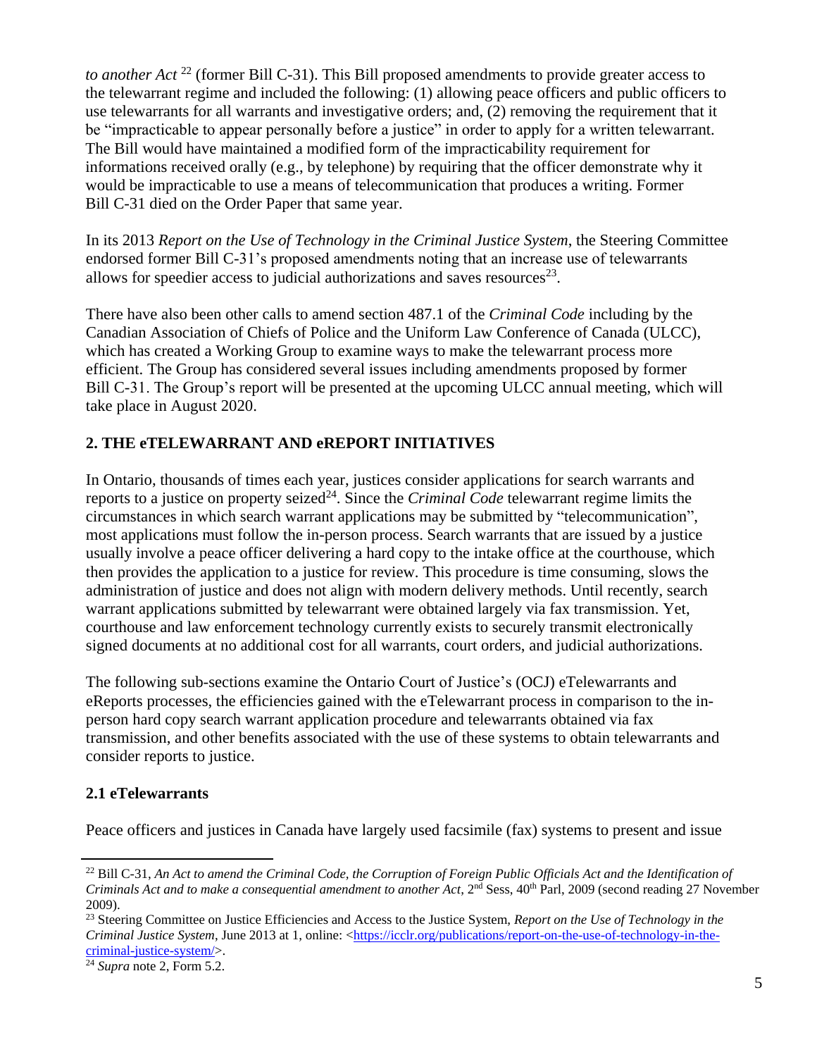*to another Act* [22] (former Bill C-31). This Bill proposed amendments to provide greater access to the telewarrant regime and included the following: (1) allowing peace officers and public officers to use telewarrants for all warrants and investigative orders; and, (2) removing the requirement that it be "impracticable to appear personally before a justice" in order to apply for a written telewarrant. The Bill would have maintained a modified form of the impracticability requirement for informations received orally (e.g., by telephone) by requiring that the officer demonstrate why it would be impracticable to use a means of telecommunication that produces a writing. Former Bill C-31 died on the Order Paper that same year.

In its 2013 *Report on the Use of Technology in the Criminal Justice System*, the Steering Committee endorsed former Bill C-31's proposed amendments noting that an increase use of telewarrants allows for speedier access to judicial authorizations and saves resources[23].

There have also been other calls to amend section 487.1 of the *Criminal Code* including by the Canadian Association of Chiefs of Police and the Uniform Law Conference of Canada (ULCC), which has created a Working Group to examine ways to make the telewarrant process more efficient. The Group has considered several issues including amendments proposed by former Bill C-31. The Group's report will be presented at the upcoming ULCC annual meeting, which will take place in August 2020.

## 2. THE eTELEWARRANT AND eREPORT INITIATIVES

In Ontario, thousands of times each year, justices consider applications for search warrants and reports to a justice on property seized[24]. Since the *Criminal Code* telewarrant regime limits the circumstances in which search warrant applications may be submitted by "telecommunication", most applications must follow the in-person process. Search warrants that are issued by a justice usually involve a peace officer delivering a hard copy to the intake office at the courthouse, which then provides the application to a justice for review. This procedure is time consuming, slows the administration of justice and does not align with modern delivery methods. Until recently, search warrant applications submitted by telewarrant were obtained largely via fax transmission. Yet, courthouse and law enforcement technology currently exists to securely transmit electronically signed documents at no additional cost for all warrants, court orders, and judicial authorizations.

The following sub-sections examine the Ontario Court of Justice's (OCJ) eTelewarrants and eReports processes, the efficiencies gained with the eTelewarrant process in comparison to the in-person hard copy search warrant application procedure and telewarrants obtained via fax transmission, and other benefits associated with the use of these systems to obtain telewarrants and consider reports to justice.

### 2.1 eTelewarrants

Peace officers and justices in Canada have largely used facsimile (fax) systems to present and issue

---

[22] Bill C-31, *An Act to amend the Criminal Code, the Corruption of Foreign Public Officials Act and the Identification of Criminals Act and to make a consequential amendment to another Act*, 2nd Sess, 40th Parl, 2009 (second reading 27 November 2009).

[23] Steering Committee on Justice Efficiencies and Access to the Justice System, *Report on the Use of Technology in the Criminal Justice System*, June 2013 at 1, online: <https://icclr.org/publications/report-on-the-use-of-technology-in-the-criminal-justice-system/>.

[24] *Supra* note 2, Form 5.2.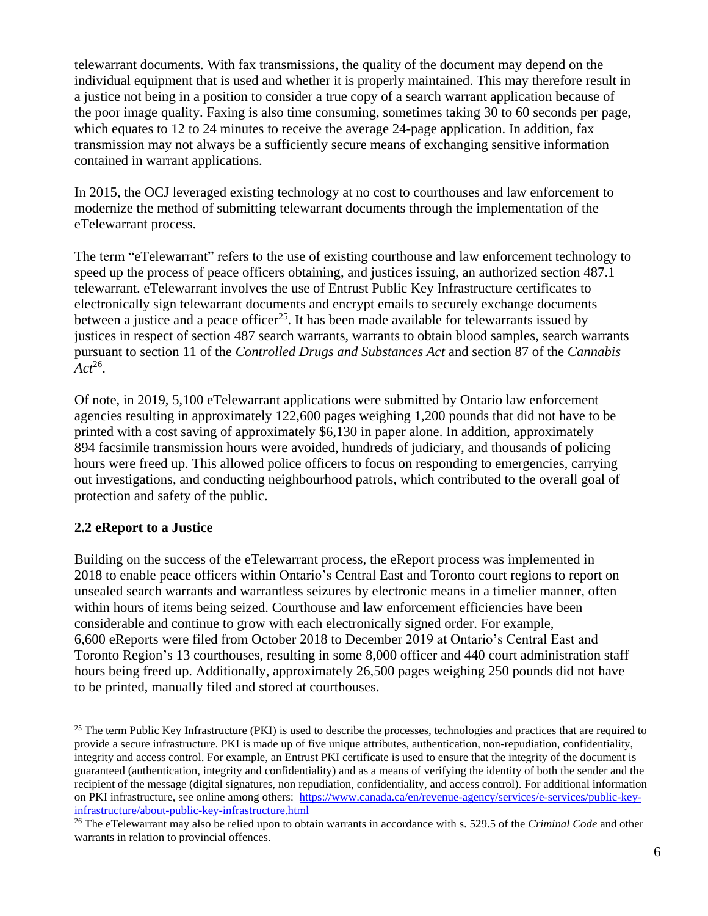telewarrant documents. With fax transmissions, the quality of the document may depend on the individual equipment that is used and whether it is properly maintained. This may therefore result in a justice not being in a position to consider a true copy of a search warrant application because of the poor image quality. Faxing is also time consuming, sometimes taking 30 to 60 seconds per page, which equates to 12 to 24 minutes to receive the average 24-page application. In addition, fax transmission may not always be a sufficiently secure means of exchanging sensitive information contained in warrant applications.

In 2015, the OCJ leveraged existing technology at no cost to courthouses and law enforcement to modernize the method of submitting telewarrant documents through the implementation of the eTelewarrant process.

The term "eTelewarrant" refers to the use of existing courthouse and law enforcement technology to speed up the process of peace officers obtaining, and justices issuing, an authorized section 487.1 telewarrant. eTelewarrant involves the use of Entrust Public Key Infrastructure certificates to electronically sign telewarrant documents and encrypt emails to securely exchange documents between a justice and a peace officer[25]. It has been made available for telewarrants issued by justices in respect of section 487 search warrants, warrants to obtain blood samples, search warrants pursuant to section 11 of the *Controlled Drugs and Substances Act* and section 87 of the *Cannabis Act*[26].

Of note, in 2019, 5,100 eTelewarrant applications were submitted by Ontario law enforcement agencies resulting in approximately 122,600 pages weighing 1,200 pounds that did not have to be printed with a cost saving of approximately $6,130 in paper alone. In addition, approximately 894 facsimile transmission hours were avoided, hundreds of judiciary, and thousands of policing hours were freed up. This allowed police officers to focus on responding to emergencies, carrying out investigations, and conducting neighbourhood patrols, which contributed to the overall goal of protection and safety of the public.

### 2.2 eReport to a Justice

Building on the success of the eTelewarrant process, the eReport process was implemented in 2018 to enable peace officers within Ontario's Central East and Toronto court regions to report on unsealed search warrants and warrantless seizures by electronic means in a timelier manner, often within hours of items being seized. Courthouse and law enforcement efficiencies have been considerable and continue to grow with each electronically signed order. For example, 6,600 eReports were filed from October 2018 to December 2019 at Ontario's Central East and Toronto Region's 13 courthouses, resulting in some 8,000 officer and 440 court administration staff hours being freed up. Additionally, approximately 26,500 pages weighing 250 pounds did not have to be printed, manually filed and stored at courthouses.

---

[25] The term Public Key Infrastructure (PKI) is used to describe the processes, technologies and practices that are required to provide a secure infrastructure. PKI is made up of five unique attributes, authentication, non-repudiation, confidentiality, integrity and access control. For example, an Entrust PKI certificate is used to ensure that the integrity of the document is guaranteed (authentication, integrity and confidentiality) and as a means of verifying the identity of both the sender and the recipient of the message (digital signatures, non repudiation, confidentiality, and access control). For additional information on PKI infrastructure, see online among others: https://www.canada.ca/en/revenue-agency/services/e-services/public-key-infrastructure/about-public-key-infrastructure.html

[26] The eTelewarrant may also be relied upon to obtain warrants in accordance with s. 529.5 of the *Criminal Code* and other warrants in relation to provincial offences.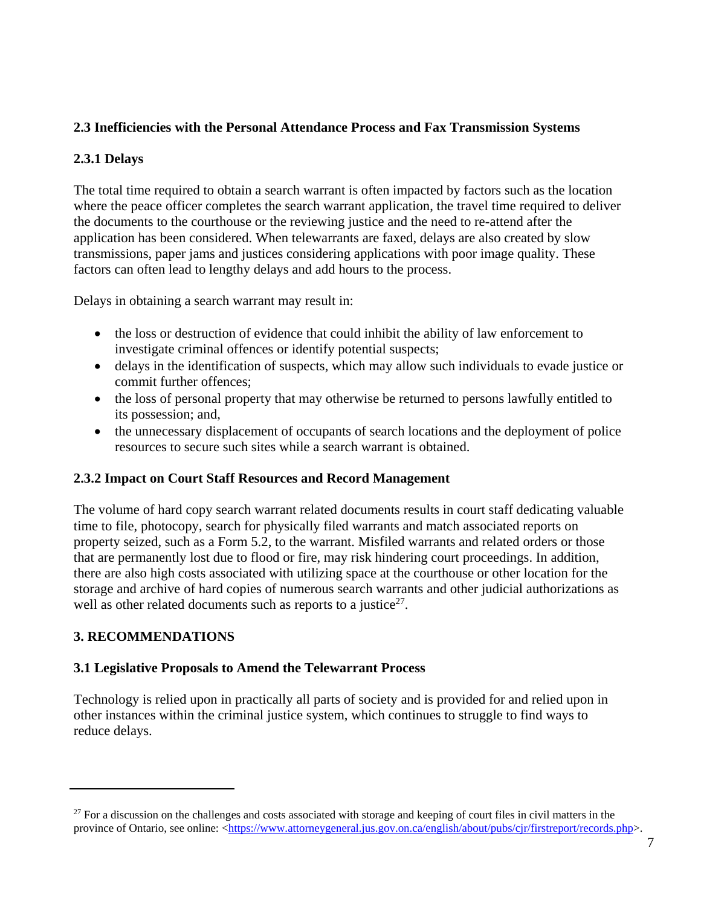### 2.3 Inefficiencies with the Personal Attendance Process and Fax Transmission Systems

#### 2.3.1 Delays

The total time required to obtain a search warrant is often impacted by factors such as the location where the peace officer completes the search warrant application, the travel time required to deliver the documents to the courthouse or the reviewing justice and the need to re-attend after the application has been considered. When telewarrants are faxed, delays are also created by slow transmissions, paper jams and justices considering applications with poor image quality. These factors can often lead to lengthy delays and add hours to the process.

Delays in obtaining a search warrant may result in:

- the loss or destruction of evidence that could inhibit the ability of law enforcement to investigate criminal offences or identify potential suspects;
- delays in the identification of suspects, which may allow such individuals to evade justice or commit further offences;
- the loss of personal property that may otherwise be returned to persons lawfully entitled to its possession; and,
- the unnecessary displacement of occupants of search locations and the deployment of police resources to secure such sites while a search warrant is obtained.

#### 2.3.2 Impact on Court Staff Resources and Record Management

The volume of hard copy search warrant related documents results in court staff dedicating valuable time to file, photocopy, search for physically filed warrants and match associated reports on property seized, such as a Form 5.2, to the warrant. Misfiled warrants and related orders or those that are permanently lost due to flood or fire, may risk hindering court proceedings. In addition, there are also high costs associated with utilizing space at the courthouse or other location for the storage and archive of hard copies of numerous search warrants and other judicial authorizations as well as other related documents such as reports to a justice[27].

## 3. RECOMMENDATIONS

### 3.1 Legislative Proposals to Amend the Telewarrant Process

Technology is relied upon in practically all parts of society and is provided for and relied upon in other instances within the criminal justice system, which continues to struggle to find ways to reduce delays.

---

[27] For a discussion on the challenges and costs associated with storage and keeping of court files in civil matters in the province of Ontario, see online: <https://www.attorneygeneral.jus.gov.on.ca/english/about/pubs/cjr/firstreport/records.php>.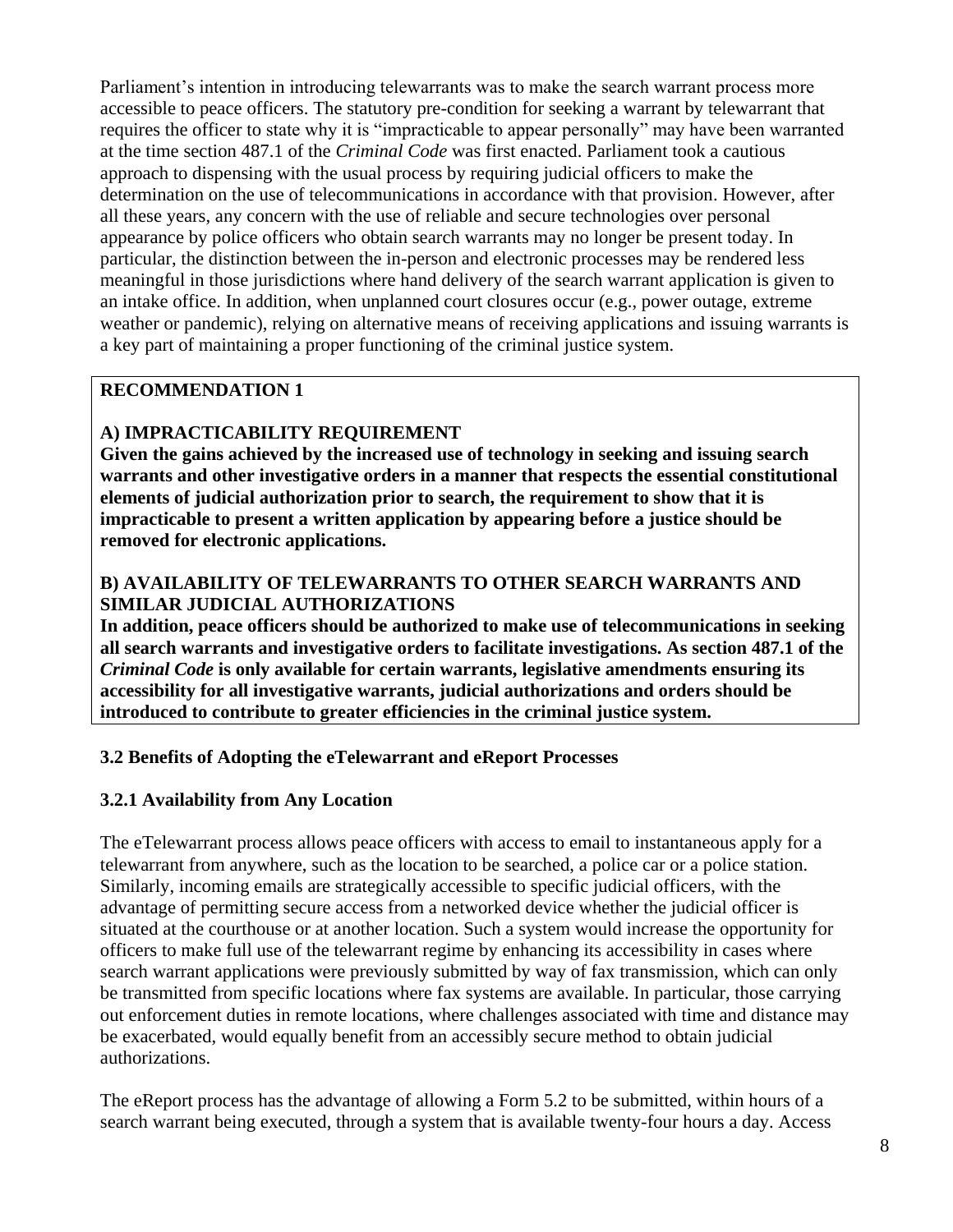Parliament's intention in introducing telewarrants was to make the search warrant process more accessible to peace officers. The statutory pre-condition for seeking a warrant by telewarrant that requires the officer to state why it is "impracticable to appear personally" may have been warranted at the time section 487.1 of the *Criminal Code* was first enacted. Parliament took a cautious approach to dispensing with the usual process by requiring judicial officers to make the determination on the use of telecommunications in accordance with that provision. However, after all these years, any concern with the use of reliable and secure technologies over personal appearance by police officers who obtain search warrants may no longer be present today. In particular, the distinction between the in-person and electronic processes may be rendered less meaningful in those jurisdictions where hand delivery of the search warrant application is given to an intake office. In addition, when unplanned court closures occur (e.g., power outage, extreme weather or pandemic), relying on alternative means of receiving applications and issuing warrants is a key part of maintaining a proper functioning of the criminal justice system.

**RECOMMENDATION 1**

**A) IMPRACTICABILITY REQUIREMENT**
**Given the gains achieved by the increased use of technology in seeking and issuing search warrants and other investigative orders in a manner that respects the essential constitutional elements of judicial authorization prior to search, the requirement to show that it is impracticable to present a written application by appearing before a justice should be removed for electronic applications.**

**B) AVAILABILITY OF TELEWARRANTS TO OTHER SEARCH WARRANTS AND SIMILAR JUDICIAL AUTHORIZATIONS**
**In addition, peace officers should be authorized to make use of telecommunications in seeking all search warrants and investigative orders to facilitate investigations. As section 487.1 of the *Criminal Code* is only available for certain warrants, legislative amendments ensuring its accessibility for all investigative warrants, judicial authorizations and orders should be introduced to contribute to greater efficiencies in the criminal justice system.**

### 3.2 Benefits of Adopting the eTelewarrant and eReport Processes

#### 3.2.1 Availability from Any Location

The eTelewarrant process allows peace officers with access to email to instantaneous apply for a telewarrant from anywhere, such as the location to be searched, a police car or a police station. Similarly, incoming emails are strategically accessible to specific judicial officers, with the advantage of permitting secure access from a networked device whether the judicial officer is situated at the courthouse or at another location. Such a system would increase the opportunity for officers to make full use of the telewarrant regime by enhancing its accessibility in cases where search warrant applications were previously submitted by way of fax transmission, which can only be transmitted from specific locations where fax systems are available. In particular, those carrying out enforcement duties in remote locations, where challenges associated with time and distance may be exacerbated, would equally benefit from an accessibly secure method to obtain judicial authorizations.

The eReport process has the advantage of allowing a Form 5.2 to be submitted, within hours of a search warrant being executed, through a system that is available twenty-four hours a day. Access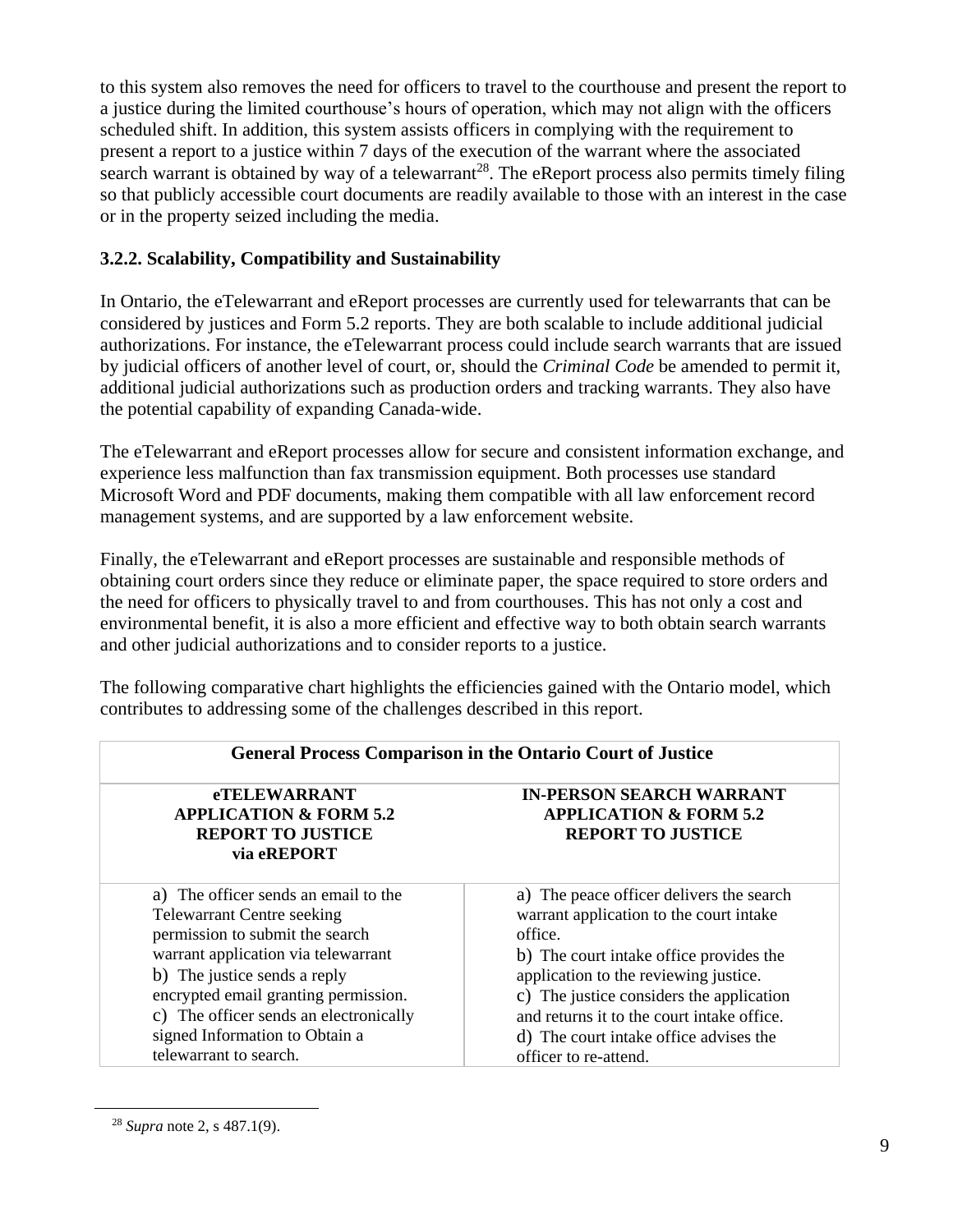to this system also removes the need for officers to travel to the courthouse and present the report to a justice during the limited courthouse's hours of operation, which may not align with the officers scheduled shift. In addition, this system assists officers in complying with the requirement to present a report to a justice within 7 days of the execution of the warrant where the associated search warrant is obtained by way of a telewarrant[28]. The eReport process also permits timely filing so that publicly accessible court documents are readily available to those with an interest in the case or in the property seized including the media.

### 3.2.2. Scalability, Compatibility and Sustainability

In Ontario, the eTelewarrant and eReport processes are currently used for telewarrants that can be considered by justices and Form 5.2 reports. They are both scalable to include additional judicial authorizations. For instance, the eTelewarrant process could include search warrants that are issued by judicial officers of another level of court, or, should the *Criminal Code* be amended to permit it, additional judicial authorizations such as production orders and tracking warrants. They also have the potential capability of expanding Canada-wide.

The eTelewarrant and eReport processes allow for secure and consistent information exchange, and experience less malfunction than fax transmission equipment. Both processes use standard Microsoft Word and PDF documents, making them compatible with all law enforcement record management systems, and are supported by a law enforcement website.

Finally, the eTelewarrant and eReport processes are sustainable and responsible methods of obtaining court orders since they reduce or eliminate paper, the space required to store orders and the need for officers to physically travel to and from courthouses. This has not only a cost and environmental benefit, it is also a more efficient and effective way to both obtain search warrants and other judicial authorizations and to consider reports to a justice.

The following comparative chart highlights the efficiencies gained with the Ontario model, which contributes to addressing some of the challenges described in this report.

| **General Process Comparison in the Ontario Court of Justice** | |
|---|---|
| **eTELEWARRANT APPLICATION & FORM 5.2 REPORT TO JUSTICE via eREPORT** | **IN-PERSON SEARCH WARRANT APPLICATION & FORM 5.2 REPORT TO JUSTICE** |
| a) The officer sends an email to the Telewarrant Centre seeking permission to submit the search warrant application via telewarrant<br>b) The justice sends a reply encrypted email granting permission.<br>c) The officer sends an electronically signed Information to Obtain a telewarrant to search. | a) The peace officer delivers the search warrant application to the court intake office.<br>b) The court intake office provides the application to the reviewing justice.<br>c) The justice considers the application and returns it to the court intake office.<br>d) The court intake office advises the officer to re-attend. |

[28] *Supra* note 2, s 487.1(9).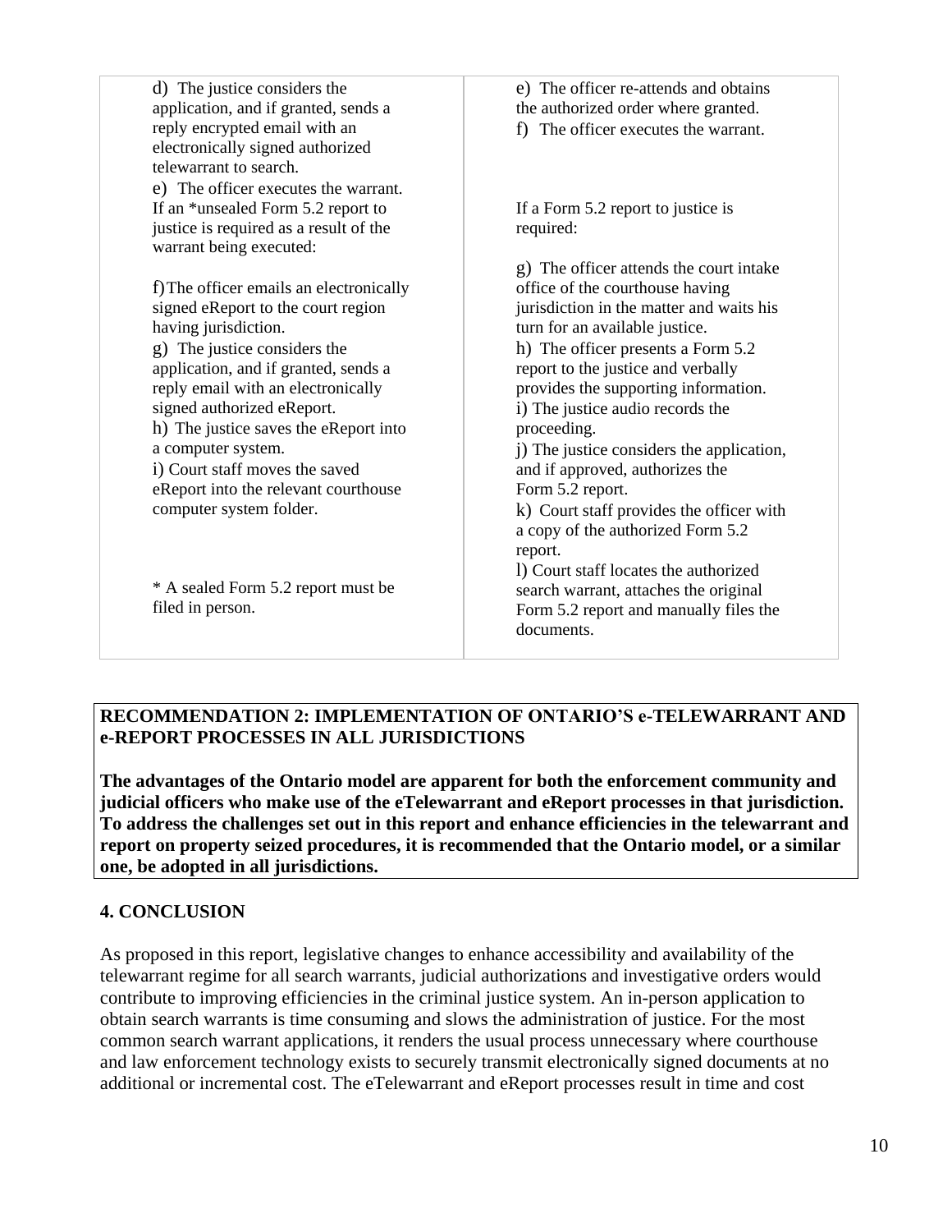| | |
|---|---|
| d) The justice considers the application, and if granted, sends a reply encrypted email with an electronically signed authorized telewarrant to search.<br>e) The officer executes the warrant. If an *unsealed Form 5.2 report to justice is required as a result of the warrant being executed:<br><br>f) The officer emails an electronically signed eReport to the court region having jurisdiction.<br>g) The justice considers the application, and if granted, sends a reply email with an electronically signed authorized eReport.<br>h) The justice saves the eReport into a computer system.<br>i) Court staff moves the saved eReport into the relevant courthouse computer system folder.<br><br>* A sealed Form 5.2 report must be filed in person. | e) The officer re-attends and obtains the authorized order where granted.<br>f) The officer executes the warrant.<br><br>If a Form 5.2 report to justice is required:<br><br>g) The officer attends the court intake office of the courthouse having jurisdiction in the matter and waits his turn for an available justice.<br>h) The officer presents a Form 5.2 report to the justice and verbally provides the supporting information.<br>i) The justice audio records the proceeding.<br>j) The justice considers the application, and if approved, authorizes the Form 5.2 report.<br>k) Court staff provides the officer with a copy of the authorized Form 5.2 report.<br>l) Court staff locates the authorized search warrant, attaches the original Form 5.2 report and manually files the documents. |

**RECOMMENDATION 2: IMPLEMENTATION OF ONTARIO'S e-TELEWARRANT AND e-REPORT PROCESSES IN ALL JURISDICTIONS**

**The advantages of the Ontario model are apparent for both the enforcement community and judicial officers who make use of the eTelewarrant and eReport processes in that jurisdiction. To address the challenges set out in this report and enhance efficiencies in the telewarrant and report on property seized procedures, it is recommended that the Ontario model, or a similar one, be adopted in all jurisdictions.**

## 4. CONCLUSION

As proposed in this report, legislative changes to enhance accessibility and availability of the telewarrant regime for all search warrants, judicial authorizations and investigative orders would contribute to improving efficiencies in the criminal justice system. An in-person application to obtain search warrants is time consuming and slows the administration of justice. For the most common search warrant applications, it renders the usual process unnecessary where courthouse and law enforcement technology exists to securely transmit electronically signed documents at no additional or incremental cost. The eTelewarrant and eReport processes result in time and cost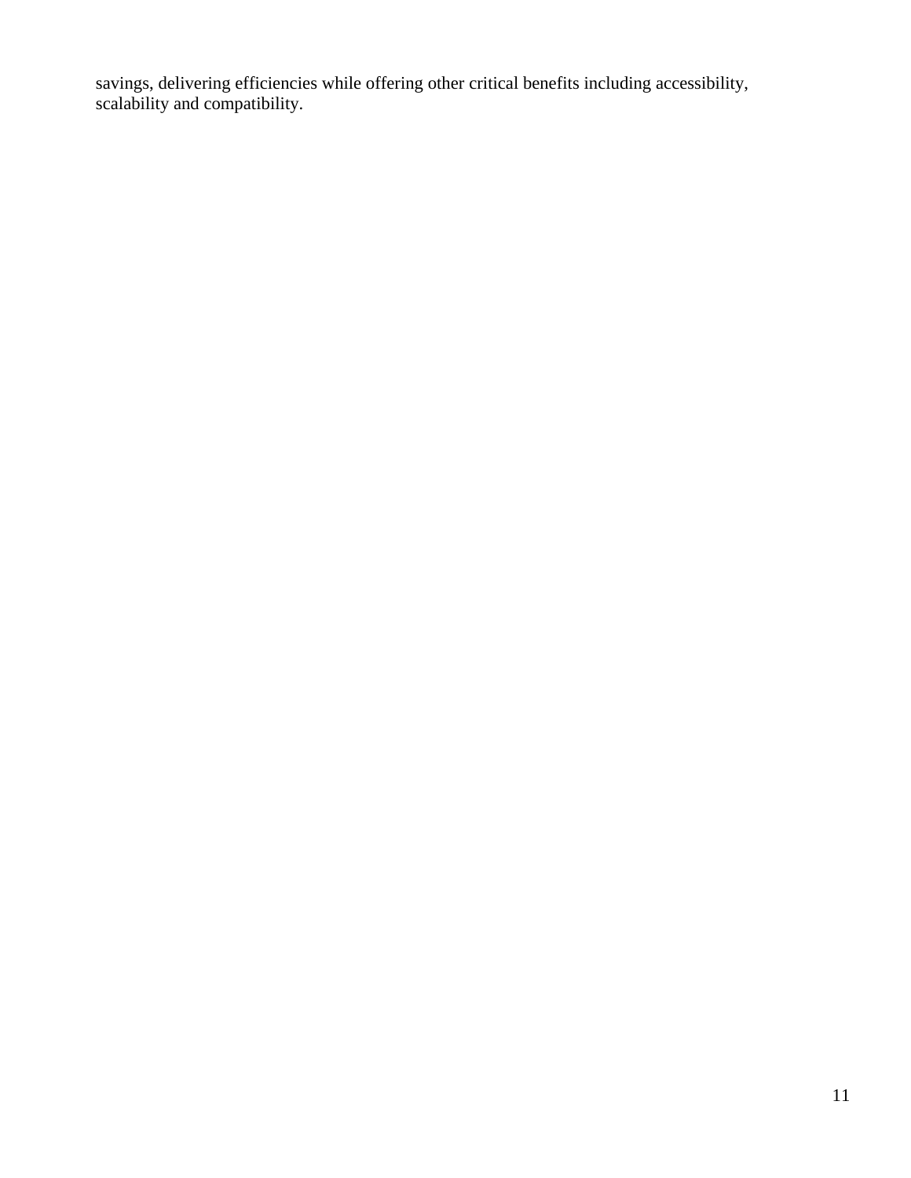savings, delivering efficiencies while offering other critical benefits including accessibility, scalability and compatibility.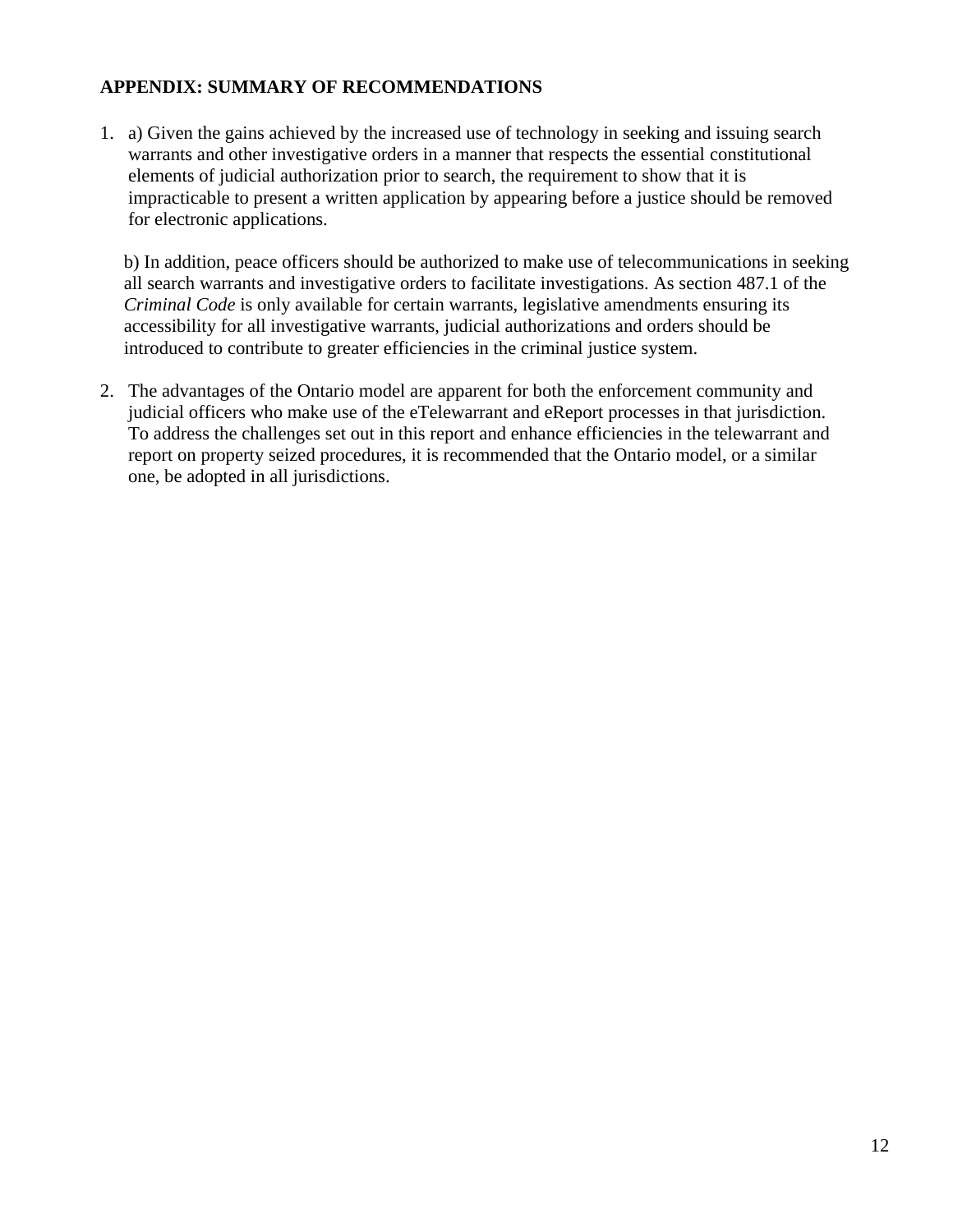## APPENDIX: SUMMARY OF RECOMMENDATIONS

1. a) Given the gains achieved by the increased use of technology in seeking and issuing search warrants and other investigative orders in a manner that respects the essential constitutional elements of judicial authorization prior to search, the requirement to show that it is impracticable to present a written application by appearing before a justice should be removed for electronic applications.

   b) In addition, peace officers should be authorized to make use of telecommunications in seeking all search warrants and investigative orders to facilitate investigations. As section 487.1 of the *Criminal Code* is only available for certain warrants, legislative amendments ensuring its accessibility for all investigative warrants, judicial authorizations and orders should be introduced to contribute to greater efficiencies in the criminal justice system.

2. The advantages of the Ontario model are apparent for both the enforcement community and judicial officers who make use of the eTelewarrant and eReport processes in that jurisdiction. To address the challenges set out in this report and enhance efficiencies in the telewarrant and report on property seized procedures, it is recommended that the Ontario model, or a similar one, be adopted in all jurisdictions.